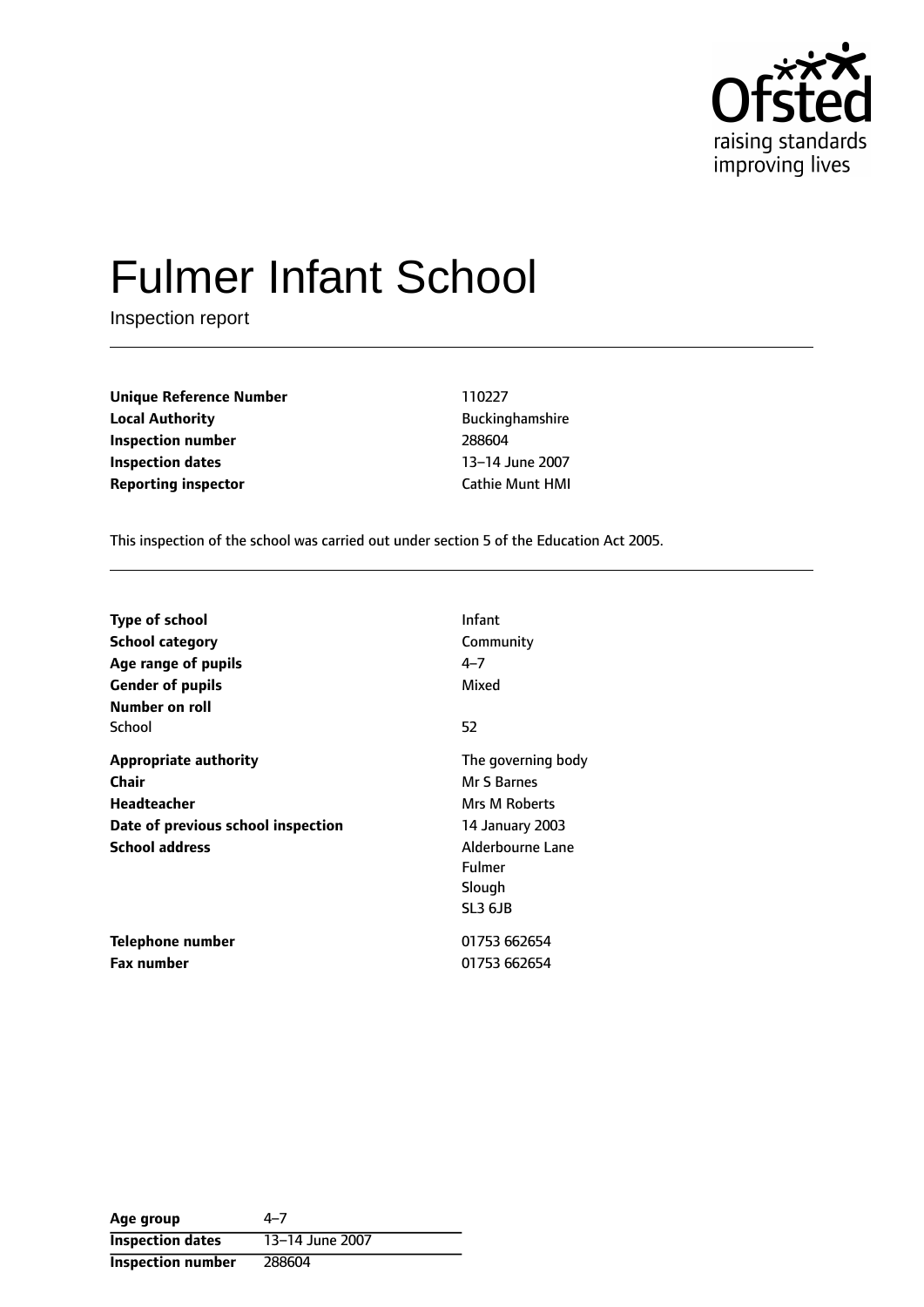# Fulmer Infant School

Inspection report

| | |
|---|---|
| **Unique Reference Number** | 110227 |
| **Local Authority** | Buckinghamshire |
| **Inspection number** | 288604 |
| **Inspection dates** | 13–14 June 2007 |
| **Reporting inspector** | Cathie Munt HMI |

This inspection of the school was carried out under section 5 of the Education Act 2005.

| | |
|---|---|
| **Type of school** | Infant |
| **School category** | Community |
| **Age range of pupils** | 4–7 |
| **Gender of pupils** | Mixed |
| **Number on roll** | |
| School | 52 |
| **Appropriate authority** | The governing body |
| **Chair** | Mr S Barnes |
| **Headteacher** | Mrs M Roberts |
| **Date of previous school inspection** | 14 January 2003 |
| **School address** | Alderbourne Lane<br>Fulmer<br>Slough<br>SL3 6JB |
| **Telephone number** | 01753 662654 |
| **Fax number** | 01753 662654 |

| **Age group** | 4–7 |
|---|---|
| **Inspection dates** | 13–14 June 2007 |
| **Inspection number** | 288604 |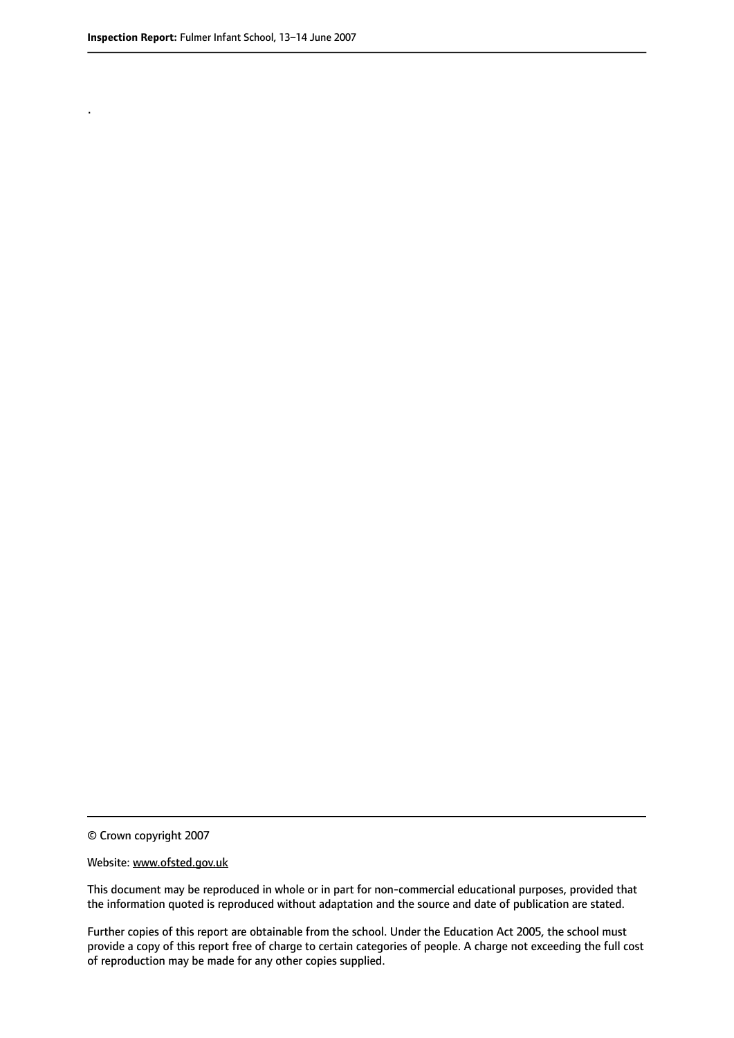.

© Crown copyright 2007

Website: www.ofsted.gov.uk

This document may be reproduced in whole or in part for non-commercial educational purposes, provided that the information quoted is reproduced without adaptation and the source and date of publication are stated.

Further copies of this report are obtainable from the school. Under the Education Act 2005, the school must provide a copy of this report free of charge to certain categories of people. A charge not exceeding the full cost of reproduction may be made for any other copies supplied.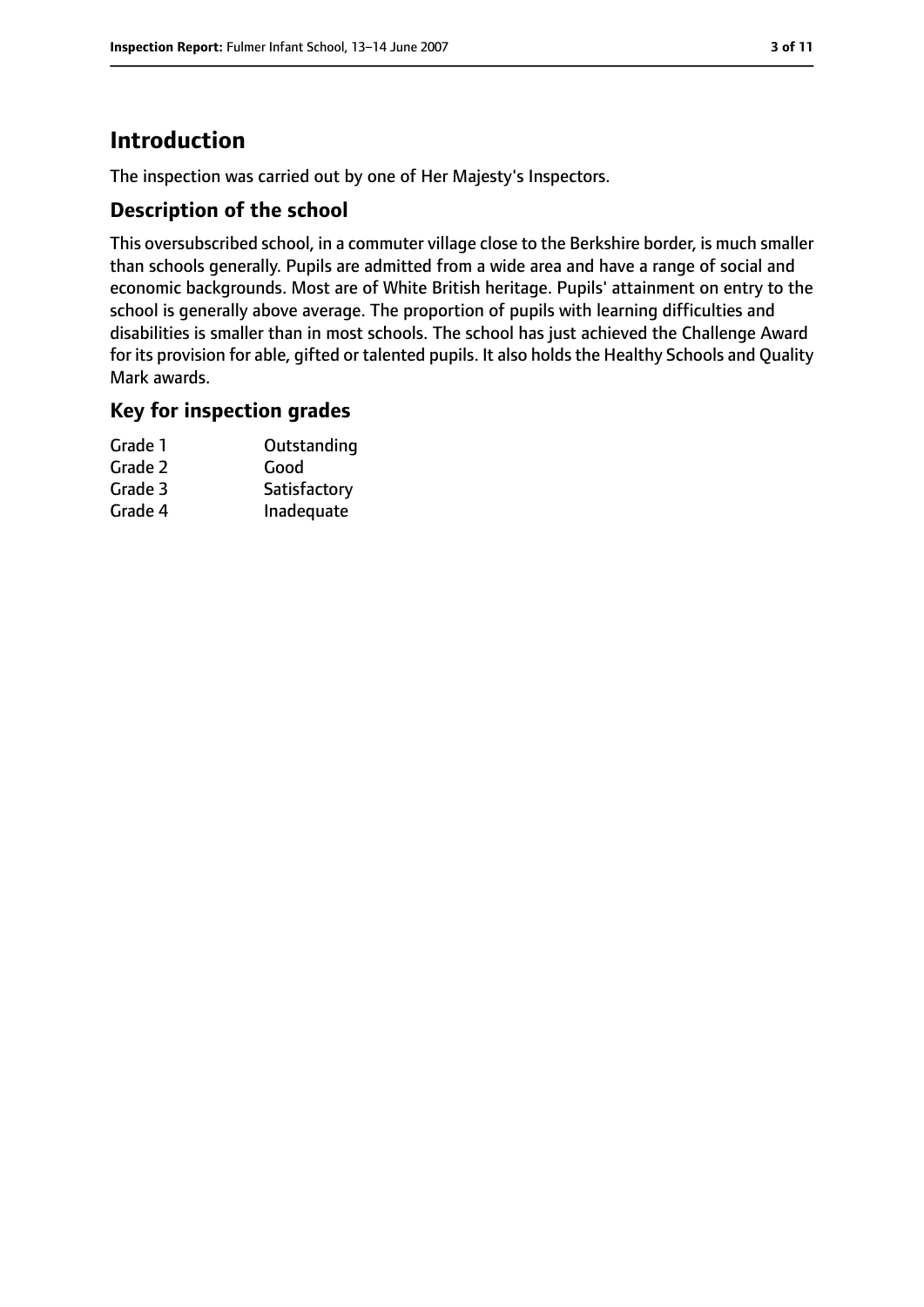# Introduction

The inspection was carried out by one of Her Majesty's Inspectors.

## Description of the school

This oversubscribed school, in a commuter village close to the Berkshire border, is much smaller than schools generally. Pupils are admitted from a wide area and have a range of social and economic backgrounds. Most are of White British heritage. Pupils' attainment on entry to the school is generally above average. The proportion of pupils with learning difficulties and disabilities is smaller than in most schools. The school has just achieved the Challenge Award for its provision for able, gifted or talented pupils. It also holds the Healthy Schools and Quality Mark awards.

## Key for inspection grades

| | |
|---|---|
| Grade 1 | Outstanding |
| Grade 2 | Good |
| Grade 3 | Satisfactory |
| Grade 4 | Inadequate |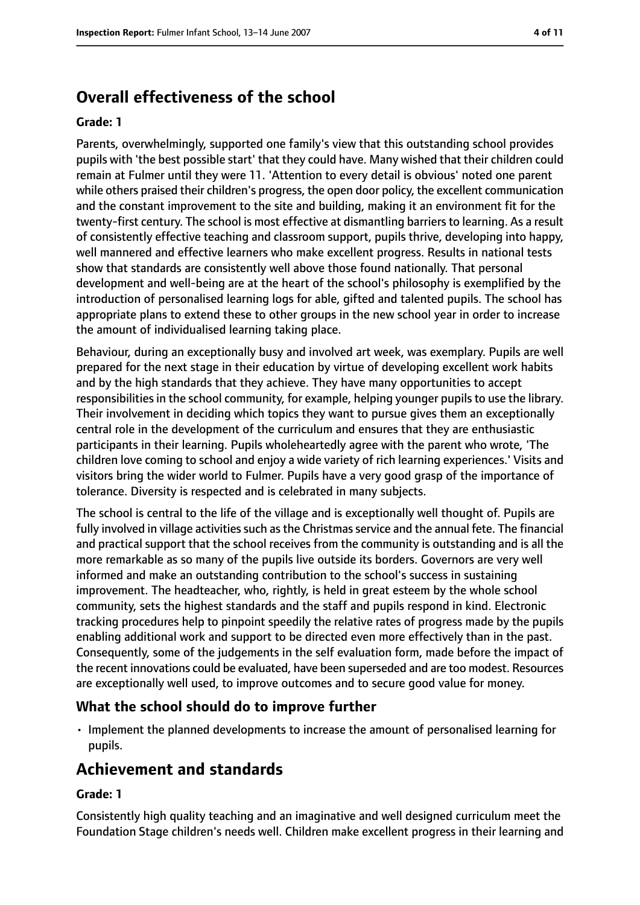## Overall effectiveness of the school

**Grade: 1**

Parents, overwhelmingly, supported one family's view that this outstanding school provides pupils with 'the best possible start' that they could have. Many wished that their children could remain at Fulmer until they were 11. 'Attention to every detail is obvious' noted one parent while others praised their children's progress, the open door policy, the excellent communication and the constant improvement to the site and building, making it an environment fit for the twenty-first century. The school is most effective at dismantling barriers to learning. As a result of consistently effective teaching and classroom support, pupils thrive, developing into happy, well mannered and effective learners who make excellent progress. Results in national tests show that standards are consistently well above those found nationally. That personal development and well-being are at the heart of the school's philosophy is exemplified by the introduction of personalised learning logs for able, gifted and talented pupils. The school has appropriate plans to extend these to other groups in the new school year in order to increase the amount of individualised learning taking place.

Behaviour, during an exceptionally busy and involved art week, was exemplary. Pupils are well prepared for the next stage in their education by virtue of developing excellent work habits and by the high standards that they achieve. They have many opportunities to accept responsibilities in the school community, for example, helping younger pupils to use the library. Their involvement in deciding which topics they want to pursue gives them an exceptionally central role in the development of the curriculum and ensures that they are enthusiastic participants in their learning. Pupils wholeheartedly agree with the parent who wrote, 'The children love coming to school and enjoy a wide variety of rich learning experiences.' Visits and visitors bring the wider world to Fulmer. Pupils have a very good grasp of the importance of tolerance. Diversity is respected and is celebrated in many subjects.

The school is central to the life of the village and is exceptionally well thought of. Pupils are fully involved in village activities such as the Christmas service and the annual fete. The financial and practical support that the school receives from the community is outstanding and is all the more remarkable as so many of the pupils live outside its borders. Governors are very well informed and make an outstanding contribution to the school's success in sustaining improvement. The headteacher, who, rightly, is held in great esteem by the whole school community, sets the highest standards and the staff and pupils respond in kind. Electronic tracking procedures help to pinpoint speedily the relative rates of progress made by the pupils enabling additional work and support to be directed even more effectively than in the past. Consequently, some of the judgements in the self evaluation form, made before the impact of the recent innovations could be evaluated, have been superseded and are too modest. Resources are exceptionally well used, to improve outcomes and to secure good value for money.

### What the school should do to improve further

- Implement the planned developments to increase the amount of personalised learning for pupils.

## Achievement and standards

**Grade: 1**

Consistently high quality teaching and an imaginative and well designed curriculum meet the Foundation Stage children's needs well. Children make excellent progress in their learning and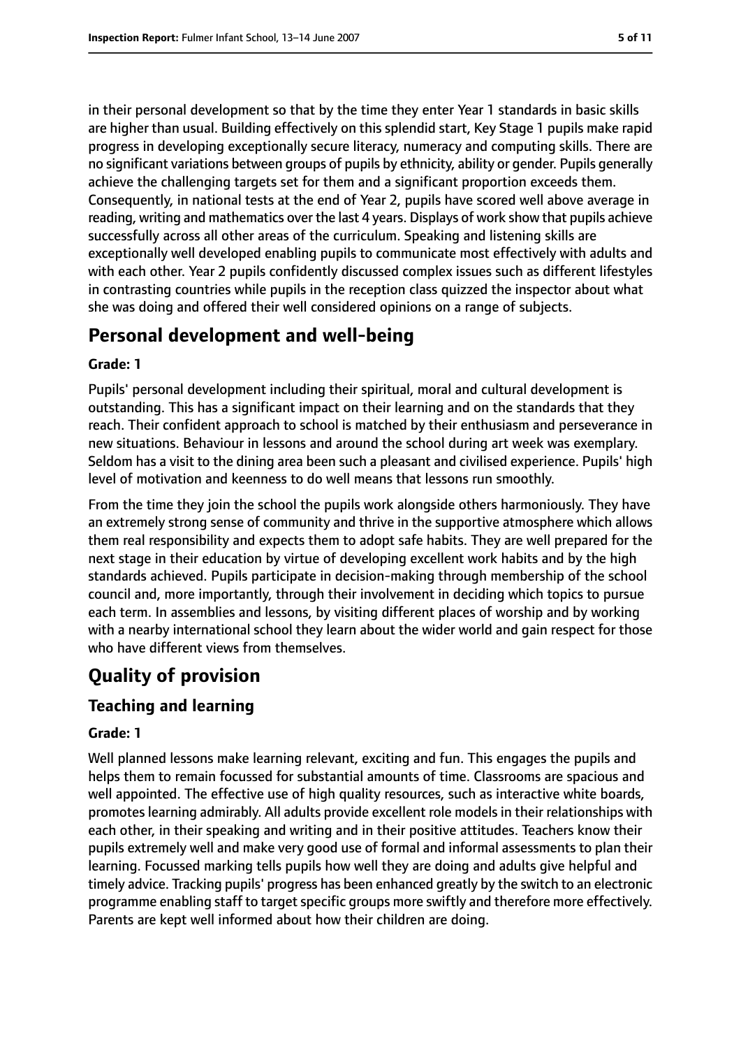in their personal development so that by the time they enter Year 1 standards in basic skills are higher than usual. Building effectively on this splendid start, Key Stage 1 pupils make rapid progress in developing exceptionally secure literacy, numeracy and computing skills. There are no significant variations between groups of pupils by ethnicity, ability or gender. Pupils generally achieve the challenging targets set for them and a significant proportion exceeds them. Consequently, in national tests at the end of Year 2, pupils have scored well above average in reading, writing and mathematics over the last 4 years. Displays of work show that pupils achieve successfully across all other areas of the curriculum. Speaking and listening skills are exceptionally well developed enabling pupils to communicate most effectively with adults and with each other. Year 2 pupils confidently discussed complex issues such as different lifestyles in contrasting countries while pupils in the reception class quizzed the inspector about what she was doing and offered their well considered opinions on a range of subjects.

## Personal development and well-being

**Grade: 1**

Pupils' personal development including their spiritual, moral and cultural development is outstanding. This has a significant impact on their learning and on the standards that they reach. Their confident approach to school is matched by their enthusiasm and perseverance in new situations. Behaviour in lessons and around the school during art week was exemplary. Seldom has a visit to the dining area been such a pleasant and civilised experience. Pupils' high level of motivation and keenness to do well means that lessons run smoothly.

From the time they join the school the pupils work alongside others harmoniously. They have an extremely strong sense of community and thrive in the supportive atmosphere which allows them real responsibility and expects them to adopt safe habits. They are well prepared for the next stage in their education by virtue of developing excellent work habits and by the high standards achieved. Pupils participate in decision-making through membership of the school council and, more importantly, through their involvement in deciding which topics to pursue each term. In assemblies and lessons, by visiting different places of worship and by working with a nearby international school they learn about the wider world and gain respect for those who have different views from themselves.

## Quality of provision

### Teaching and learning

**Grade: 1**

Well planned lessons make learning relevant, exciting and fun. This engages the pupils and helps them to remain focussed for substantial amounts of time. Classrooms are spacious and well appointed. The effective use of high quality resources, such as interactive white boards, promotes learning admirably. All adults provide excellent role models in their relationships with each other, in their speaking and writing and in their positive attitudes. Teachers know their pupils extremely well and make very good use of formal and informal assessments to plan their learning. Focussed marking tells pupils how well they are doing and adults give helpful and timely advice. Tracking pupils' progress has been enhanced greatly by the switch to an electronic programme enabling staff to target specific groups more swiftly and therefore more effectively. Parents are kept well informed about how their children are doing.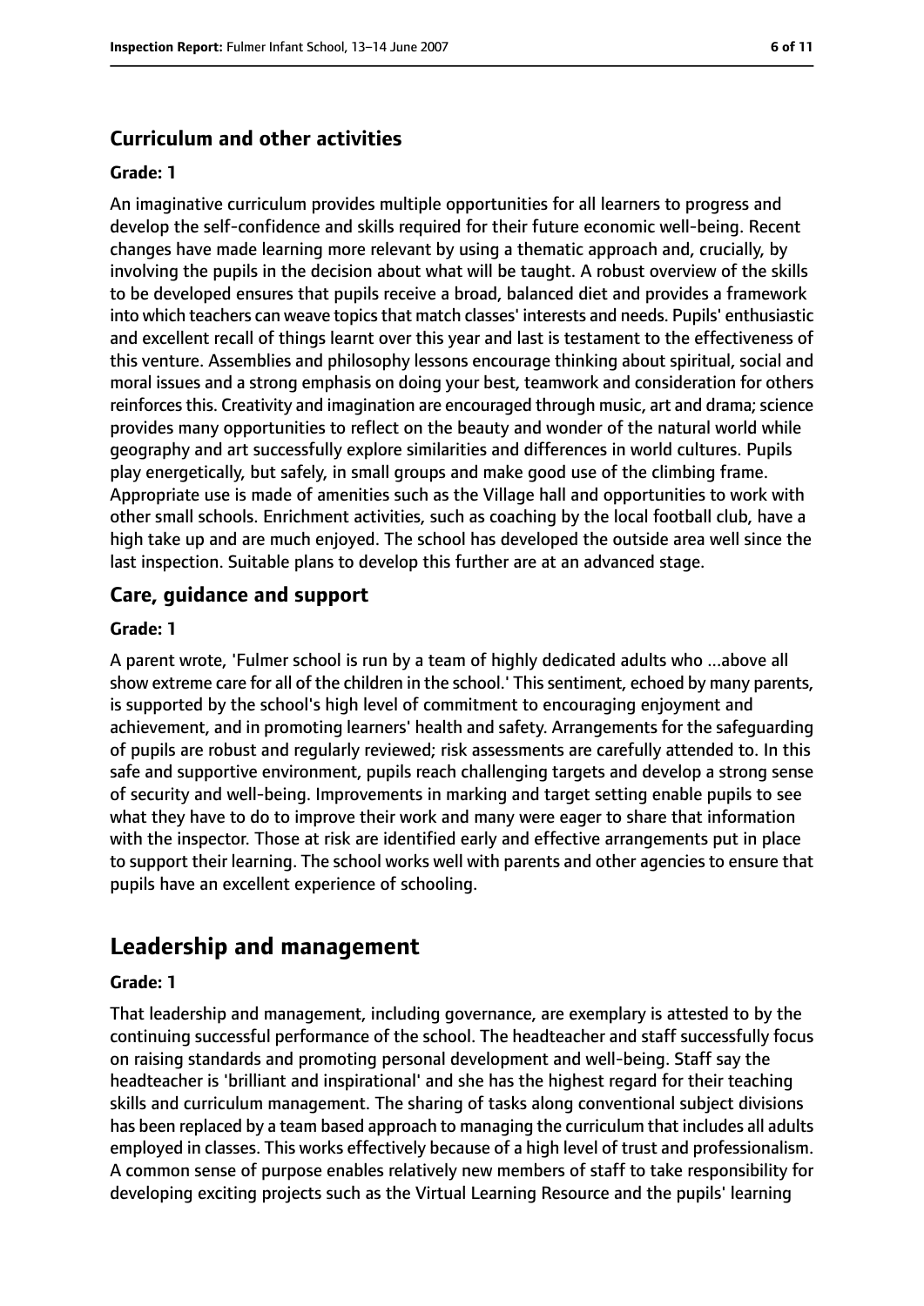### Curriculum and other activities

#### Grade: 1

An imaginative curriculum provides multiple opportunities for all learners to progress and develop the self-confidence and skills required for their future economic well-being. Recent changes have made learning more relevant by using a thematic approach and, crucially, by involving the pupils in the decision about what will be taught. A robust overview of the skills to be developed ensures that pupils receive a broad, balanced diet and provides a framework into which teachers can weave topics that match classes' interests and needs. Pupils' enthusiastic and excellent recall of things learnt over this year and last is testament to the effectiveness of this venture. Assemblies and philosophy lessons encourage thinking about spiritual, social and moral issues and a strong emphasis on doing your best, teamwork and consideration for others reinforces this. Creativity and imagination are encouraged through music, art and drama; science provides many opportunities to reflect on the beauty and wonder of the natural world while geography and art successfully explore similarities and differences in world cultures. Pupils play energetically, but safely, in small groups and make good use of the climbing frame. Appropriate use is made of amenities such as the Village hall and opportunities to work with other small schools. Enrichment activities, such as coaching by the local football club, have a high take up and are much enjoyed. The school has developed the outside area well since the last inspection. Suitable plans to develop this further are at an advanced stage.

### Care, guidance and support

#### Grade: 1

A parent wrote, 'Fulmer school is run by a team of highly dedicated adults who ...above all show extreme care for all of the children in the school.' This sentiment, echoed by many parents, is supported by the school's high level of commitment to encouraging enjoyment and achievement, and in promoting learners' health and safety. Arrangements for the safeguarding of pupils are robust and regularly reviewed; risk assessments are carefully attended to. In this safe and supportive environment, pupils reach challenging targets and develop a strong sense of security and well-being. Improvements in marking and target setting enable pupils to see what they have to do to improve their work and many were eager to share that information with the inspector. Those at risk are identified early and effective arrangements put in place to support their learning. The school works well with parents and other agencies to ensure that pupils have an excellent experience of schooling.

## Leadership and management

#### Grade: 1

That leadership and management, including governance, are exemplary is attested to by the continuing successful performance of the school. The headteacher and staff successfully focus on raising standards and promoting personal development and well-being. Staff say the headteacher is 'brilliant and inspirational' and she has the highest regard for their teaching skills and curriculum management. The sharing of tasks along conventional subject divisions has been replaced by a team based approach to managing the curriculum that includes all adults employed in classes. This works effectively because of a high level of trust and professionalism. A common sense of purpose enables relatively new members of staff to take responsibility for developing exciting projects such as the Virtual Learning Resource and the pupils' learning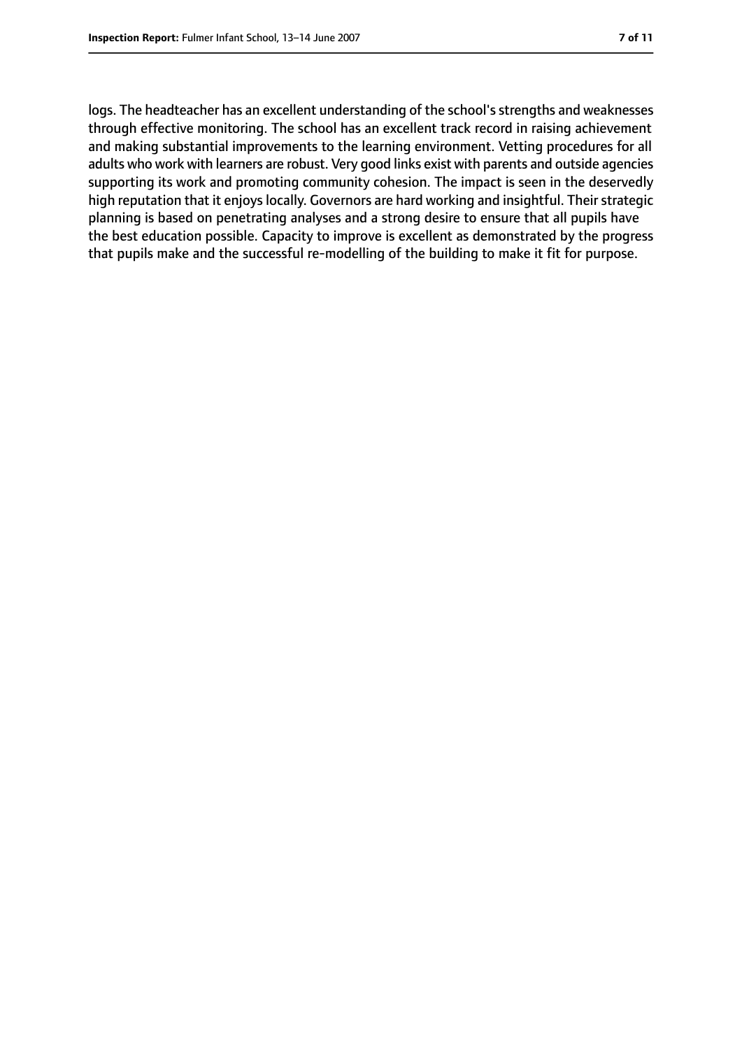logs. The headteacher has an excellent understanding of the school's strengths and weaknesses through effective monitoring. The school has an excellent track record in raising achievement and making substantial improvements to the learning environment. Vetting procedures for all adults who work with learners are robust. Very good links exist with parents and outside agencies supporting its work and promoting community cohesion. The impact is seen in the deservedly high reputation that it enjoys locally. Governors are hard working and insightful. Their strategic planning is based on penetrating analyses and a strong desire to ensure that all pupils have the best education possible. Capacity to improve is excellent as demonstrated by the progress that pupils make and the successful re-modelling of the building to make it fit for purpose.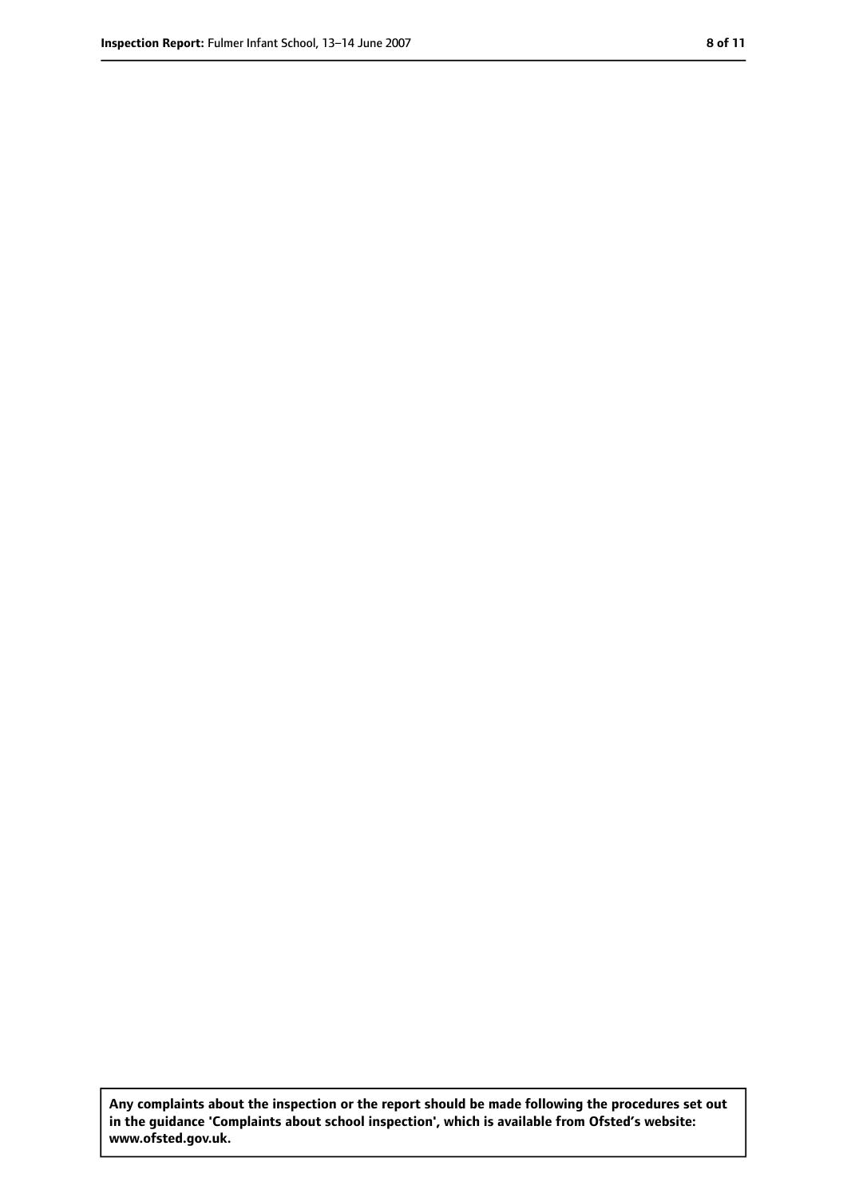**Any complaints about the inspection or the report should be made following the procedures set out in the guidance 'Complaints about school inspection', which is available from Ofsted's website: www.ofsted.gov.uk.**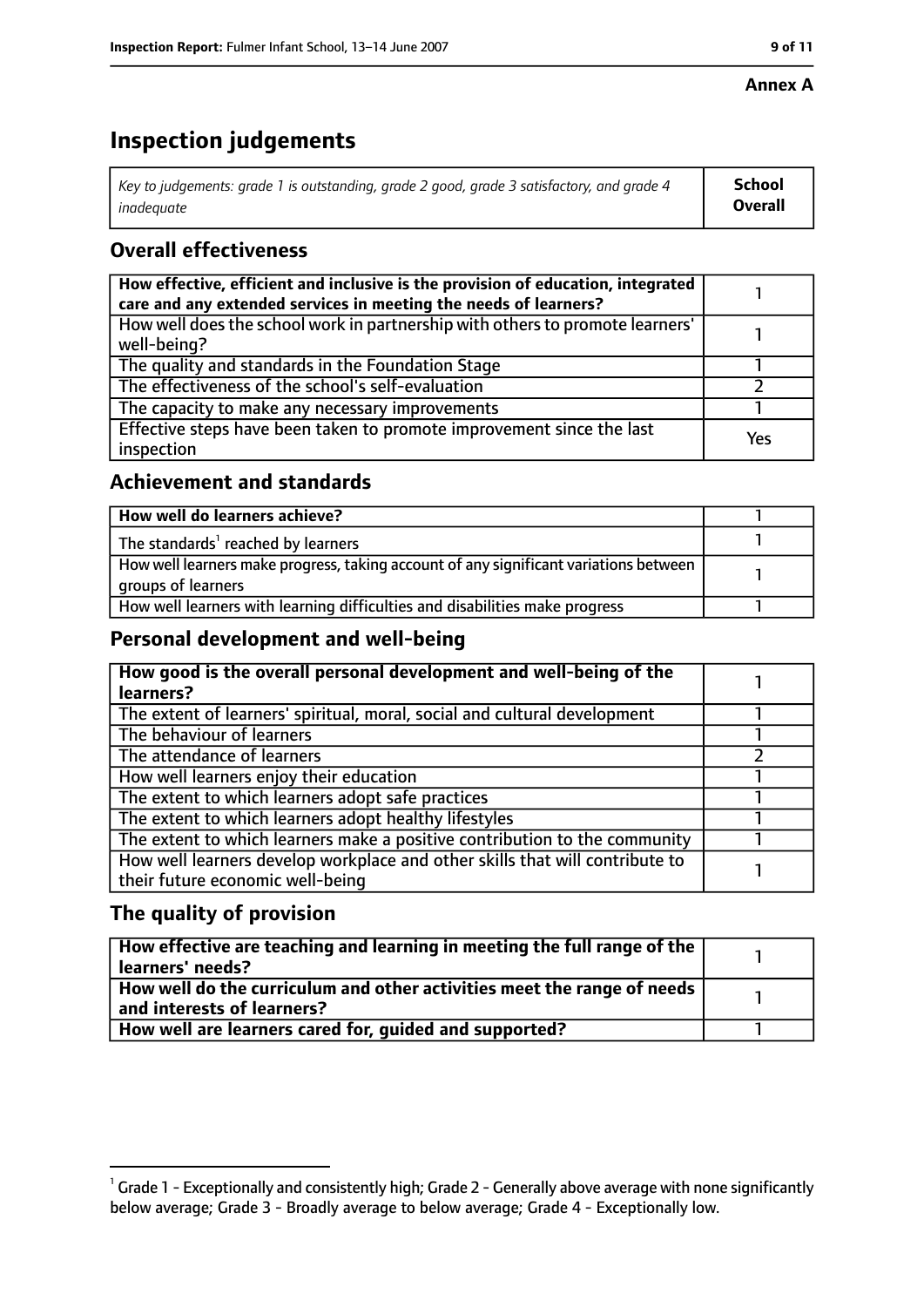**Annex A**

# Inspection judgements

| *Key to judgements: grade 1 is outstanding, grade 2 good, grade 3 satisfactory, and grade 4 inadequate* | **School Overall** |
|---|---|

## Overall effectiveness

| | |
|---|---|
| **How effective, efficient and inclusive is the provision of education, integrated care and any extended services in meeting the needs of learners?** | 1 |
| How well does the school work in partnership with others to promote learners' well-being? | 1 |
| The quality and standards in the Foundation Stage | 1 |
| The effectiveness of the school's self-evaluation | 2 |
| The capacity to make any necessary improvements | 1 |
| Effective steps have been taken to promote improvement since the last inspection | Yes |

## Achievement and standards

| | |
|---|---|
| **How well do learners achieve?** | 1 |
| The standards[1] reached by learners | 1 |
| How well learners make progress, taking account of any significant variations between groups of learners | 1 |
| How well learners with learning difficulties and disabilities make progress | 1 |

## Personal development and well-being

| | |
|---|---|
| **How good is the overall personal development and well-being of the learners?** | 1 |
| The extent of learners' spiritual, moral, social and cultural development | 1 |
| The behaviour of learners | 1 |
| The attendance of learners | 2 |
| How well learners enjoy their education | 1 |
| The extent to which learners adopt safe practices | 1 |
| The extent to which learners adopt healthy lifestyles | 1 |
| The extent to which learners make a positive contribution to the community | 1 |
| How well learners develop workplace and other skills that will contribute to their future economic well-being | 1 |

## The quality of provision

| | |
|---|---|
| **How effective are teaching and learning in meeting the full range of the learners' needs?** | 1 |
| **How well do the curriculum and other activities meet the range of needs and interests of learners?** | 1 |
| **How well are learners cared for, guided and supported?** | 1 |

[1] Grade 1 - Exceptionally and consistently high; Grade 2 - Generally above average with none significantly below average; Grade 3 - Broadly average to below average; Grade 4 - Exceptionally low.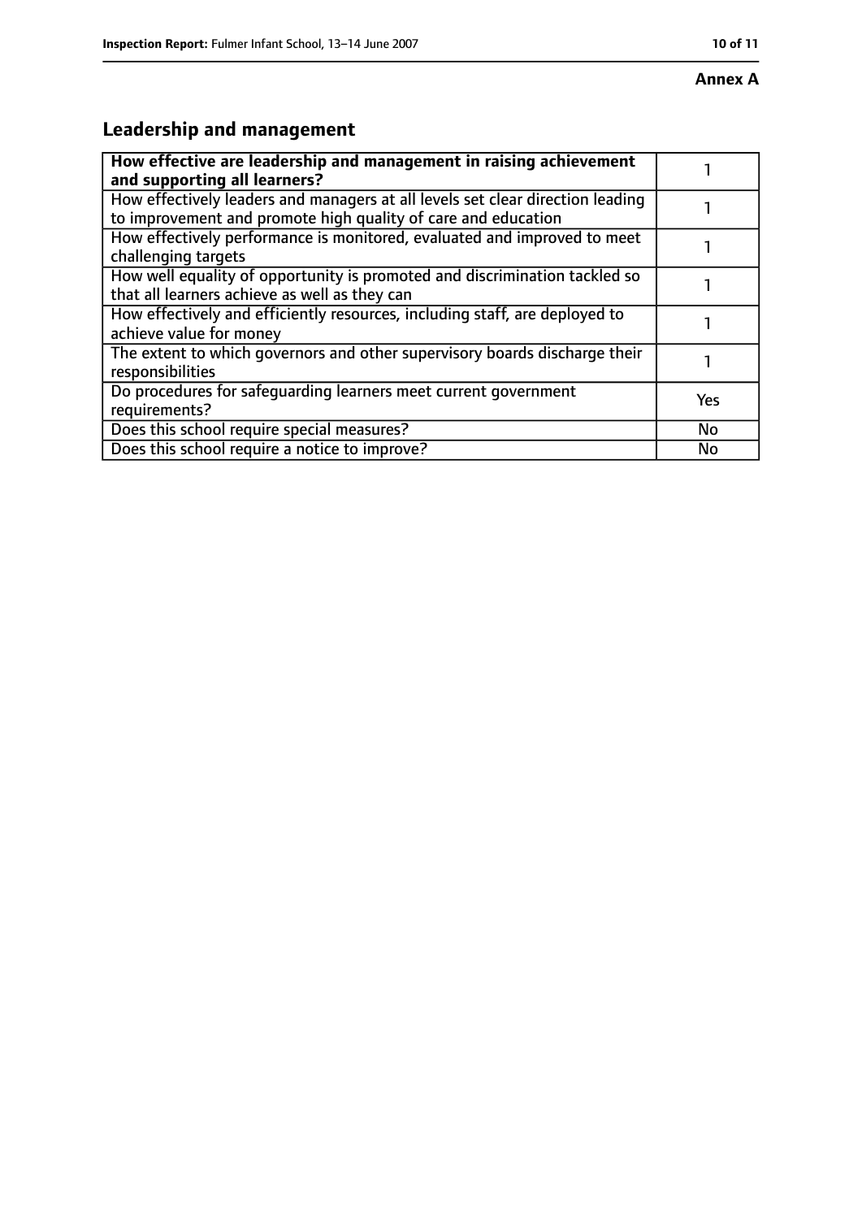**Annex A**

## Leadership and management

| **How effective are leadership and management in raising achievement and supporting all learners?** | 1 |
| --- | --- |
| How effectively leaders and managers at all levels set clear direction leading to improvement and promote high quality of care and education | 1 |
| How effectively performance is monitored, evaluated and improved to meet challenging targets | 1 |
| How well equality of opportunity is promoted and discrimination tackled so that all learners achieve as well as they can | 1 |
| How effectively and efficiently resources, including staff, are deployed to achieve value for money | 1 |
| The extent to which governors and other supervisory boards discharge their responsibilities | 1 |
| Do procedures for safeguarding learners meet current government requirements? | Yes |
| Does this school require special measures? | No |
| Does this school require a notice to improve? | No |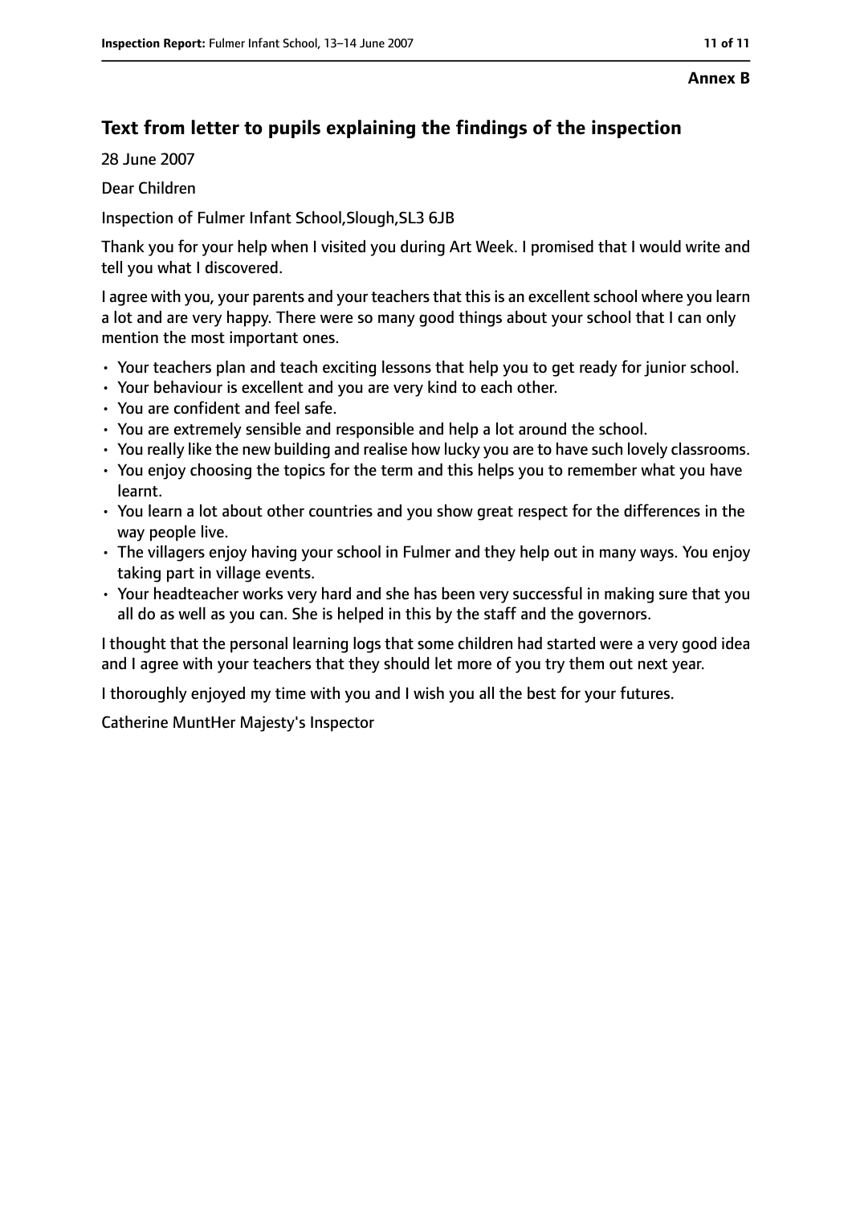**Annex B**

## Text from letter to pupils explaining the findings of the inspection

28 June 2007

Dear Children

Inspection of Fulmer Infant School,Slough,SL3 6JB

Thank you for your help when I visited you during Art Week. I promised that I would write and tell you what I discovered.

I agree with you, your parents and your teachers that this is an excellent school where you learn a lot and are very happy. There were so many good things about your school that I can only mention the most important ones.

- Your teachers plan and teach exciting lessons that help you to get ready for junior school.
- Your behaviour is excellent and you are very kind to each other.
- You are confident and feel safe.
- You are extremely sensible and responsible and help a lot around the school.
- You really like the new building and realise how lucky you are to have such lovely classrooms.
- You enjoy choosing the topics for the term and this helps you to remember what you have learnt.
- You learn a lot about other countries and you show great respect for the differences in the way people live.
- The villagers enjoy having your school in Fulmer and they help out in many ways. You enjoy taking part in village events.
- Your headteacher works very hard and she has been very successful in making sure that you all do as well as you can. She is helped in this by the staff and the governors.

I thought that the personal learning logs that some children had started were a very good idea and I agree with your teachers that they should let more of you try them out next year.

I thoroughly enjoyed my time with you and I wish you all the best for your futures.

Catherine MuntHer Majesty's Inspector